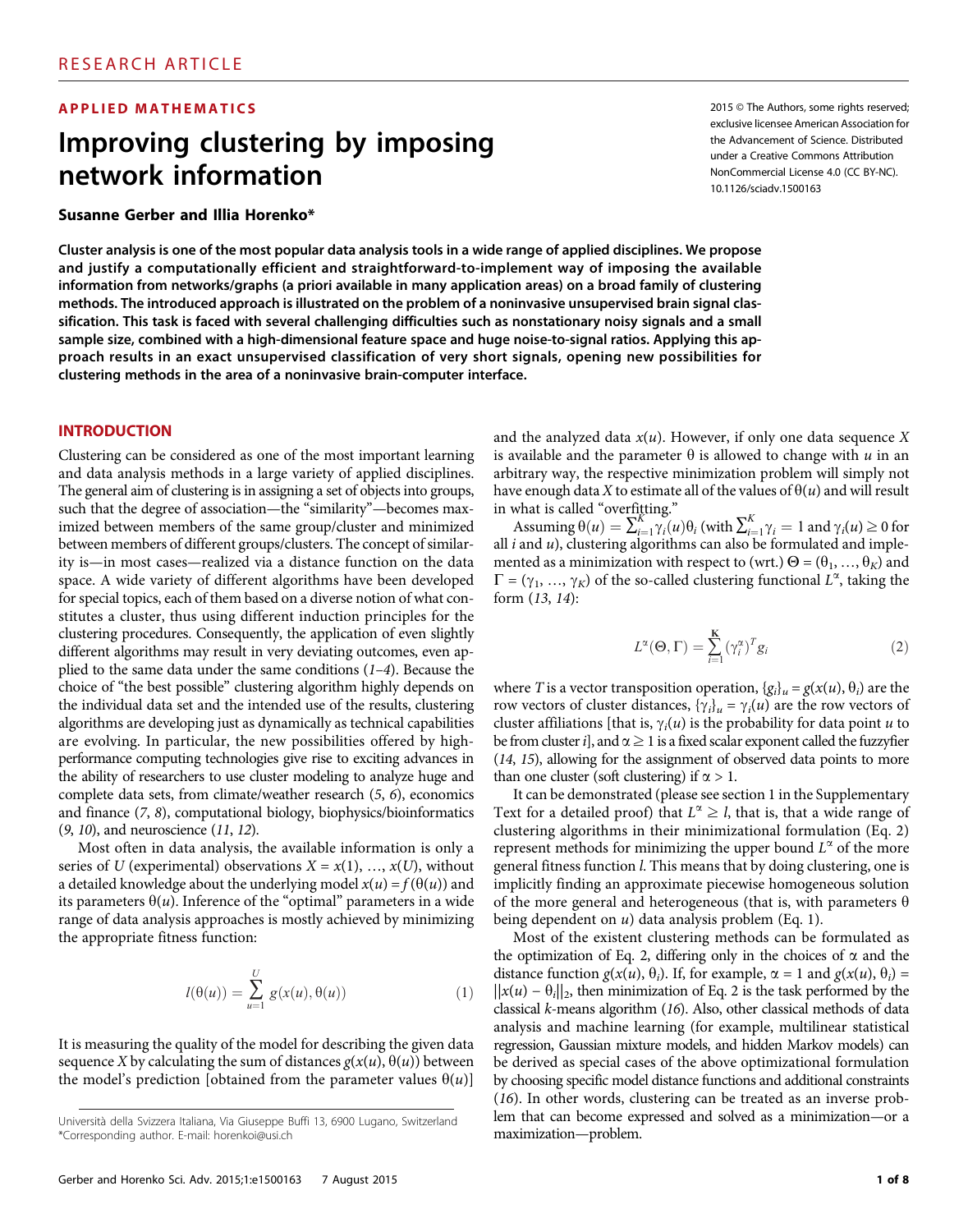RESEARCH ARTICLE

APPLIED MATHEMATICS

# Improving clustering by imposing network information

2015 © The Authors, some rights reserved; exclusive licensee American Association for the Advancement of Science. Distributed under a Creative Commons Attribution NonCommercial License 4.0 (CC BY-NC). 10.1126/sciadv.1500163

**Susanne Gerber and Illia Horenko***

**Cluster analysis is one of the most popular data analysis tools in a wide range of applied disciplines. We propose and justify a computationally efficient and straightforward-to-implement way of imposing the available information from networks/graphs (a priori available in many application areas) on a broad family of clustering methods. The introduced approach is illustrated on the problem of a noninvasive unsupervised brain signal classification. This task is faced with several challenging difficulties such as nonstationary noisy signals and a small sample size, combined with a high-dimensional feature space and huge noise-to-signal ratios. Applying this approach results in an exact unsupervised classification of very short signals, opening new possibilities for clustering methods in the area of a noninvasive brain-computer interface.**

## INTRODUCTION

Clustering can be considered as one of the most important learning and data analysis methods in a large variety of applied disciplines. The general aim of clustering is in assigning a set of objects into groups, such that the degree of association—the "similarity"—becomes maximized between members of the same group/cluster and minimized between members of different groups/clusters. The concept of similarity is—in most cases—realized via a distance function on the data space. A wide variety of different algorithms have been developed for special topics, each of them based on a diverse notion of what constitutes a cluster, thus using different induction principles for the clustering procedures. Consequently, the application of even slightly different algorithms may result in very deviating outcomes, even applied to the same data under the same conditions (*1*–*4*). Because the choice of "the best possible" clustering algorithm highly depends on the individual data set and the intended use of the results, clustering algorithms are developing just as dynamically as technical capabilities are evolving. In particular, the new possibilities offered by high-performance computing technologies give rise to exciting advances in the ability of researchers to use cluster modeling to analyze huge and complete data sets, from climate/weather research (*5*, *6*), economics and finance (*7*, *8*), computational biology, biophysics/bioinformatics (*9*, *10*), and neuroscience (*11*, *12*).

Most often in data analysis, the available information is only a series of $U$ (experimental) observations $X = x(1), \ldots, x(U)$, without a detailed knowledge about the underlying model $x(u) = f(\theta(u))$ and its parameters $\theta(u)$. Inference of the "optimal" parameters in a wide range of data analysis approaches is mostly achieved by minimizing the appropriate fitness function:

$$l(\theta(u)) = \sum_{u=1}^{U} g(x(u), \theta(u)) \tag{1}$$

It is measuring the quality of the model for describing the given data sequence $X$ by calculating the sum of distances $g(x(u), \theta(u))$ between the model's prediction [obtained from the parameter values $\theta(u)$] and the analyzed data $x(u)$. However, if only one data sequence $X$ is available and the parameter $\theta$ is allowed to change with $u$ in an arbitrary way, the respective minimization problem will simply not have enough data $X$ to estimate all of the values of $\theta(u)$ and will result in what is called "overfitting."

Assuming $\theta(u) = \sum_{i=1}^{K} \gamma_i(u)\theta_i$ (with $\sum_{i=1}^{K} \gamma_i = 1$ and $\gamma_i(u) \geq 0$ for all $i$ and $u$), clustering algorithms can also be formulated and implemented as a minimization with respect to (wrt.) $\Theta = (\theta_1, \ldots, \theta_K)$ and $\Gamma = (\gamma_1, \ldots, \gamma_K)$ of the so-called clustering functional $L^\alpha$, taking the form (*13*, *14*):

$$L^\alpha(\Theta, \Gamma) = \sum_{i=1}^{\mathbf{K}} (\gamma_i^\alpha)^T g_i \tag{2}$$

where $T$ is a vector transposition operation, $\{g_i\}_u = g(x(u), \theta_i)$ are the row vectors of cluster distances, $\{\gamma_i\}_u = \gamma_i(u)$ are the row vectors of cluster affiliations [that is, $\gamma_i(u)$ is the probability for data point $u$ to be from cluster $i$], and $\alpha \geq 1$ is a fixed scalar exponent called the fuzzyfier (*14*, *15*), allowing for the assignment of observed data points to more than one cluster (soft clustering) if $\alpha > 1$.

It can be demonstrated (please see section 1 in the Supplementary Text for a detailed proof) that $L^\alpha \geq l$, that is, that a wide range of clustering algorithms in their minimizational formulation (Eq. 2) represent methods for minimizing the upper bound $L^\alpha$ of the more general fitness function $l$. This means that by doing clustering, one is implicitly finding an approximate piecewise homogeneous solution of the more general and heterogeneous (that is, with parameters $\theta$ being dependent on $u$) data analysis problem (Eq. 1).

Most of the existent clustering methods can be formulated as the optimization of Eq. 2, differing only in the choices of $\alpha$ and the distance function $g(x(u), \theta_i)$. If, for example, $\alpha = 1$ and $g(x(u), \theta_i) = ||x(u) - \theta_i||_2$, then minimization of Eq. 2 is the task performed by the classical $k$-means algorithm (*16*). Also, other classical methods of data analysis and machine learning (for example, multilinear statistical regression, Gaussian mixture models, and hidden Markov models) can be derived as special cases of the above optimizational formulation by choosing specific model distance functions and additional constraints (*16*). In other words, clustering can be treated as an inverse problem that can become expressed and solved as a minimization—or a maximization—problem.

Università della Svizzera Italiana, Via Giuseppe Buffi 13, 6900 Lugano, Switzerland
*Corresponding author. E-mail: horenkoi@usi.ch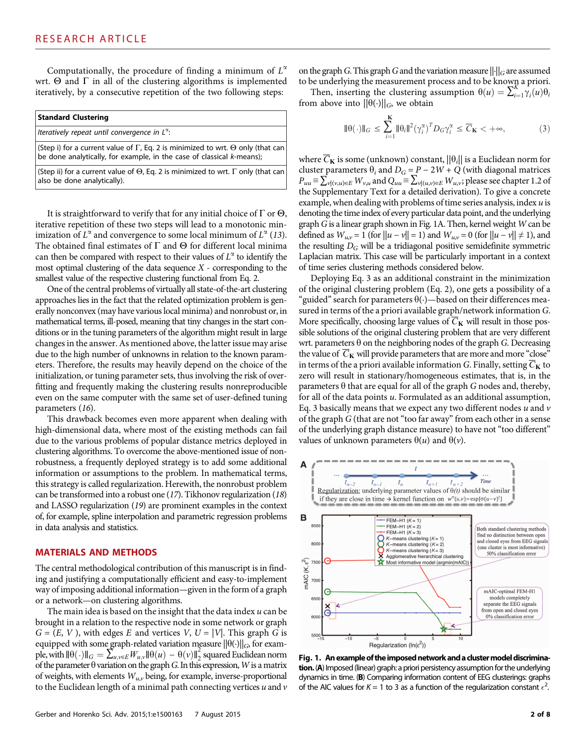Computationally, the procedure of finding a minimum of $L^\alpha$ wrt. $\Theta$ and $\Gamma$ in all of the clustering algorithms is implemented iteratively, by a consecutive repetition of the two following steps:

| **Standard Clustering** |
| --- |
| *Iteratively repeat until convergence in* $L^\alpha$: |
| (Step i) for a current value of $\Gamma$, Eq. 2 is minimized to wrt. $\Theta$ only (that can be done analytically, for example, in the case of classical *k*-means); |
| (Step ii) for a current value of $\Theta$, Eq. 2 is minimized to wrt. $\Gamma$ only (that can also be done analytically). |

It is straightforward to verify that for any initial choice of $\Gamma$ or $\Theta$, iterative repetition of these two steps will lead to a monotonic minimization of $L^\alpha$ and convergence to some local minimum of $L^\alpha$ (*13*). The obtained final estimates of $\Gamma$ and $\Theta$ for different local minima can then be compared with respect to their values of $L^\alpha$ to identify the most optimal clustering of the data sequence $X$ - corresponding to the smallest value of the respective clustering functional from Eq. 2.

One of the central problems of virtually all state-of-the-art clustering approaches lies in the fact that the related optimization problem is generally nonconvex (may have various local minima) and nonrobust or, in mathematical terms, ill-posed, meaning that tiny changes in the start conditions or in the tuning parameters of the algorithm might result in large changes in the answer. As mentioned above, the latter issue may arise due to the high number of unknowns in relation to the known parameters. Therefore, the results may heavily depend on the choice of the initialization, or tuning parameter sets, thus involving the risk of overfitting and frequently making the clustering results nonreproducible even on the same computer with the same set of user-defined tuning parameters (*16*).

This drawback becomes even more apparent when dealing with high-dimensional data, where most of the existing methods can fail due to the various problems of popular distance metrics deployed in clustering algorithms. To overcome the above-mentioned issue of nonrobustness, a frequently deployed strategy is to add some additional information or assumptions to the problem. In mathematical terms, this strategy is called regularization. Herewith, the nonrobust problem can be transformed into a robust one (*17*). Tikhonov regularization (*18*) and LASSO regularization (*19*) are prominent examples in the context of, for example, spline interpolation and parametric regression problems in data analysis and statistics.

## MATERIALS AND METHODS

The central methodological contribution of this manuscript is in finding and justifying a computationally efficient and easy-to-implement way of imposing additional information—given in the form of a graph or a network—on clustering algorithms.

The main idea is based on the insight that the data index $u$ can be brought in a relation to the respective node in some network or graph $G = (E, V)$, with edges $E$ and vertices $V$, $U = |V|$. This graph $G$ is equipped with some graph-related variation measure $\|\theta(\cdot)\|_G$, for example, with $\|\theta(\cdot)\|_G = \sum_{u,v\in E} W_{u,v}\|\theta(u) - \theta(v)\|_2^2$ squared Euclidean norm of the parameter $\theta$ variation on the graph $G$. In this expression, $W$ is a matrix of weights, with elements $W_{u,v}$ being, for example, inverse-proportional to the Euclidean length of a minimal path connecting vertices $u$ and $v$ on the graph $G$. This graph $G$ and the variation measure $\|\cdot\|_G$ are assumed to be underlying the measurement process and to be known a priori.

Then, inserting the clustering assumption $\theta(u) = \sum_{i=1}^K \gamma_i(u)\theta_i$ from above into $\|\theta(\cdot)\|_G$, we obtain

$$\|\theta(\cdot)\|_G \leq \sum_{i=1}^{K} \|\theta_i\|^2 (\gamma_i^\alpha)^T D_G \gamma_i^\alpha \leq \overline{C}_\mathbf{K} < +\infty, \tag{3}$$

where $\overline{C}_\mathbf{K}$ is some (unknown) constant, $\|\theta_i\|$ is a Euclidean norm for cluster parameters $\theta_i$ and $D_G = P - 2W + Q$ (with diagonal matrices $P_{uu} \equiv \sum_{v|(v,u)\in E} W_{v,u}$ and $Q_{uu} \equiv \sum_{v|(u,v)\in E} W_{u,v}$; please see chapter 1.2 of the Supplementary Text for a detailed derivation). To give a concrete example, when dealing with problems of time series analysis, index $u$ is denoting the time index of every particular data point, and the underlying graph $G$ is a linear graph shown in Fig. 1A. Then, kernel weight $W$ can be defined as $W_{u,v} = 1$ (for $\|u - v\| = 1$) and $W_{u,v} = 0$ (for $\|u - v\| \neq 1$), and the resulting $D_G$ will be a tridiagonal positive semidefinite symmetric Laplacian matrix. This case will be particularly important in a context of time series clustering methods considered below.

Deploying Eq. 3 as an additional constraint in the minimization of the original clustering problem (Eq. 2), one gets a possibility of a "guided" search for parameters $\theta(\cdot)$—based on their differences measured in terms of the a priori available graph/network information $G$. More specifically, choosing large values of $\overline{C}_\mathbf{K}$ will result in those possible solutions of the original clustering problem that are very different wrt. parameters $\theta$ on the neighboring nodes of the graph $G$. Decreasing the value of $\overline{C}_\mathbf{K}$ will provide parameters that are more and more "close" in terms of the a priori available information $G$. Finally, setting $\overline{C}_\mathbf{K}$ to zero will result in stationary/homogeneous estimates, that is, in the parameters $\theta$ that are equal for all of the graph $G$ nodes and, thereby, for all of the data points $u$. Formulated as an additional assumption, Eq. 3 basically means that we expect any two different nodes $u$ and $v$ of the graph $G$ (that are not "too far away" from each other in a sense of the underlying graph distance measure) to have not "too different" values of unknown parameters $\theta(u)$ and $\theta(v)$.

A

… $t_{n-2}$ $t_{n-1}$ $t_n$ $t_{n+1}$ $t_{n+2}$ … $t$ Time

Regularization: underlying parameter values of θ(t) should be similar if they are close in time → kernel function on $w^\sigma(u,v)=\exp[\sigma(u-v)^2]$

B

mAIC (K, ε²)

Regularization (ln(ε²))

FEM-H1 (K = 1)
FEM-H1 (K = 2)
FEM-H1 (K = 3)
K-means clustering (K = 1)
K-means clustering (K = 2)
K-means clustering (K = 3)
Agglomerative hierarchical clustering
Most informative model (argmin(mAIC))

Both standard clustering methods find no distinction between open and closed eyes from EEG signals (one cluster is most informative) 50% classification error

mAIC-optimal FEM-H1 models completely separate the EEG signals from open and closed eyes 0% classification error

**Fig. 1. An example of the imposed network and a cluster model discrimination.** (A) Imposed (linear) graph: a priori persistency assumption for the underlying dynamics in time. (B) Comparing information content of EEG clusterings: graphs of the AIC values for $K = 1$ to 3 as a function of the regularization constant $\epsilon^2$.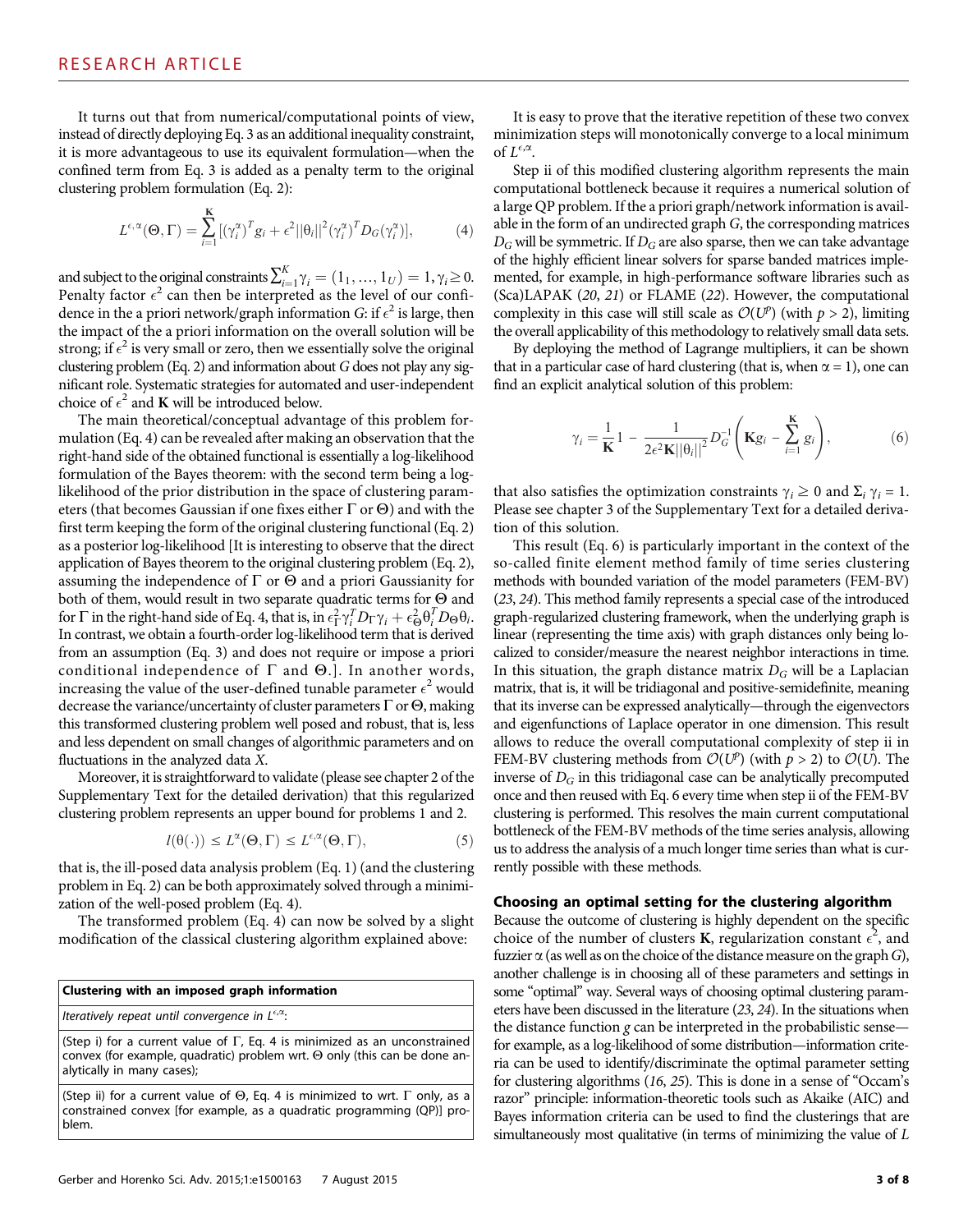It turns out that from numerical/computational points of view, instead of directly deploying Eq. 3 as an additional inequality constraint, it is more advantageous to use its equivalent formulation—when the confined term from Eq. 3 is added as a penalty term to the original clustering problem formulation (Eq. 2):

$$L^{\epsilon,\alpha}(\Theta,\Gamma) = \sum_{i=1}^{\mathbf{K}} [(\gamma_i^\alpha)^T g_i + \epsilon^2 ||\theta_i||^2 (\gamma_i^\alpha)^T D_G (\gamma_i^\alpha)], \tag{4}$$

and subject to the original constraints $\sum_{i=1}^{K} \gamma_i = (1_1, \ldots, 1_U) = 1, \gamma_i \geq 0$. Penalty factor $\epsilon^2$ can then be interpreted as the level of our confidence in the a priori network/graph information $G$: if $\epsilon^2$ is large, then the impact of the a priori information on the overall solution will be strong; if $\epsilon^2$ is very small or zero, then we essentially solve the original clustering problem (Eq. 2) and information about $G$ does not play any significant role. Systematic strategies for automated and user-independent choice of $\epsilon^2$ and $\mathbf{K}$ will be introduced below.

The main theoretical/conceptual advantage of this problem formulation (Eq. 4) can be revealed after making an observation that the right-hand side of the obtained functional is essentially a log-likelihood formulation of the Bayes theorem: with the second term being a log-likelihood of the prior distribution in the space of clustering parameters (that becomes Gaussian if one fixes either $\Gamma$ or $\Theta$) and with the first term keeping the form of the original clustering functional (Eq. 2) as a posterior log-likelihood [It is interesting to observe that the direct application of Bayes theorem to the original clustering problem (Eq. 2), assuming the independence of $\Gamma$ or $\Theta$ and a priori Gaussianity for both of them, would result in two separate quadratic terms for $\Theta$ and for $\Gamma$ in the right-hand side of Eq. 4, that is, in $\epsilon_\Gamma^2 \gamma_i^T D_\Gamma \gamma_i + \epsilon_\Theta^2 \theta_i^T D_\Theta \theta_i$. In contrast, we obtain a fourth-order log-likelihood term that is derived from an assumption (Eq. 3) and does not require or impose a priori conditional independence of $\Gamma$ and $\Theta$.]. In another words, increasing the value of the user-defined tunable parameter $\epsilon^2$ would decrease the variance/uncertainty of cluster parameters $\Gamma$ or $\Theta$, making this transformed clustering problem well posed and robust, that is, less and less dependent on small changes of algorithmic parameters and on fluctuations in the analyzed data $X$.

Moreover, it is straightforward to validate (please see chapter 2 of the Supplementary Text for the detailed derivation) that this regularized clustering problem represents an upper bound for problems 1 and 2.

$$l(\theta(\cdot)) \leq L^\alpha(\Theta,\Gamma) \leq L^{\epsilon,\alpha}(\Theta,\Gamma), \tag{5}$$

that is, the ill-posed data analysis problem (Eq. 1) (and the clustering problem in Eq. 2) can be both approximately solved through a minimization of the well-posed problem (Eq. 4).

The transformed problem (Eq. 4) can now be solved by a slight modification of the classical clustering algorithm explained above:

| **Clustering with an imposed graph information** |
|---|
| *Iteratively repeat until convergence in $L^{\epsilon,\alpha}$:* |
| (Step i) for a current value of $\Gamma$, Eq. 4 is minimized as an unconstrained convex (for example, quadratic) problem wrt. $\Theta$ only (this can be done analytically in many cases); |
| (Step ii) for a current value of $\Theta$, Eq. 4 is minimized to wrt. $\Gamma$ only, as a constrained convex [for example, as a quadratic programming (QP)] problem. |

It is easy to prove that the iterative repetition of these two convex minimization steps will monotonically converge to a local minimum of $L^{\epsilon,\alpha}$.

Step ii of this modified clustering algorithm represents the main computational bottleneck because it requires a numerical solution of a large QP problem. If the a priori graph/network information is available in the form of an undirected graph $G$, the corresponding matrices $D_G$ will be symmetric. If $D_G$ are also sparse, then we can take advantage of the highly efficient linear solvers for sparse banded matrices implemented, for example, in high-performance software libraries such as (Sca)LAPAK (20, 21) or FLAME (22). However, the computational complexity in this case will still scale as $\mathcal{O}(U^p)$ (with $p > 2$), limiting the overall applicability of this methodology to relatively small data sets.

By deploying the method of Lagrange multipliers, it can be shown that in a particular case of hard clustering (that is, when $\alpha = 1$), one can find an explicit analytical solution of this problem:

$$\gamma_i = \frac{1}{\mathbf{K}} 1 - \frac{1}{2\epsilon^2 \mathbf{K} ||\theta_i||^2} D_G^{-1} \left( \mathbf{K} g_i - \sum_{i=1}^{\mathbf{K}} g_i \right), \tag{6}$$

that also satisfies the optimization constraints $\gamma_i \geq 0$ and $\Sigma_i \gamma_i = 1$. Please see chapter 3 of the Supplementary Text for a detailed derivation of this solution.

This result (Eq. 6) is particularly important in the context of the so-called finite element method family of time series clustering methods with bounded variation of the model parameters (FEM-BV) (23, 24). This method family represents a special case of the introduced graph-regularized clustering framework, when the underlying graph is linear (representing the time axis) with graph distances only being localized to consider/measure the nearest neighbor interactions in time. In this situation, the graph distance matrix $D_G$ will be a Laplacian matrix, that is, it will be tridiagonal and positive-semidefinite, meaning that its inverse can be expressed analytically—through the eigenvectors and eigenfunctions of Laplace operator in one dimension. This result allows to reduce the overall computational complexity of step ii in FEM-BV clustering methods from $\mathcal{O}(U^p)$ (with $p > 2$) to $\mathcal{O}(U)$. The inverse of $D_G$ in this tridiagonal case can be analytically precomputed once and then reused with Eq. 6 every time when step ii of the FEM-BV clustering is performed. This resolves the main current computational bottleneck of the FEM-BV methods of the time series analysis, allowing us to address the analysis of a much longer time series than what is currently possible with these methods.

### Choosing an optimal setting for the clustering algorithm

Because the outcome of clustering is highly dependent on the specific choice of the number of clusters $\mathbf{K}$, regularization constant $\epsilon^2$, and fuzzier $\alpha$ (as well as on the choice of the distance measure on the graph $G$), another challenge is in choosing all of these parameters and settings in some "optimal" way. Several ways of choosing optimal clustering parameters have been discussed in the literature (23, 24). In the situations when the distance function $g$ can be interpreted in the probabilistic sense—for example, as a log-likelihood of some distribution—information criteria can be used to identify/discriminate the optimal parameter setting for clustering algorithms (16, 25). This is done in a sense of "Occam's razor" principle: information-theoretic tools such as Akaike (AIC) and Bayes information criteria can be used to find the clusterings that are simultaneously most qualitative (in terms of minimizing the value of $L$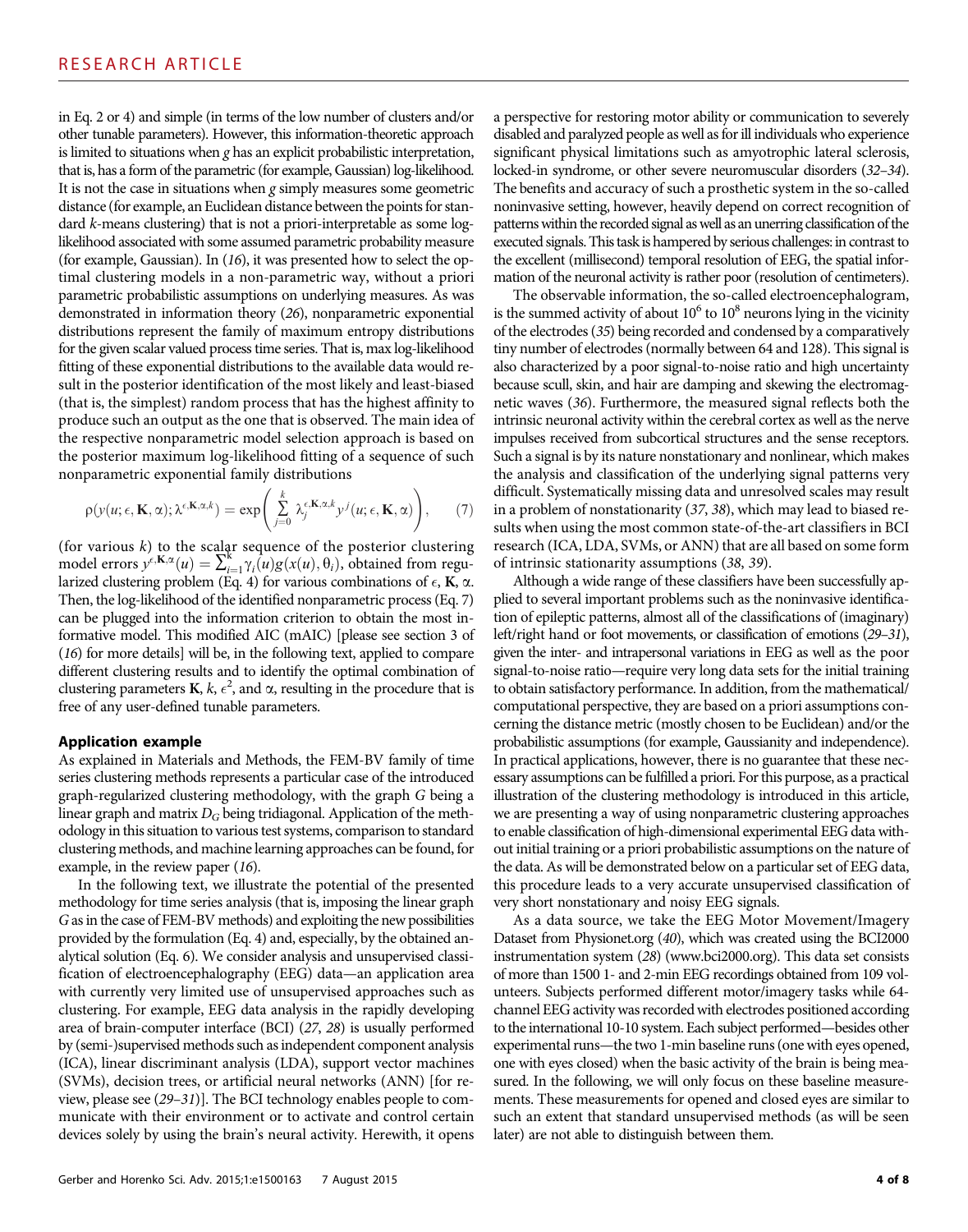in Eq. 2 or 4) and simple (in terms of the low number of clusters and/or other tunable parameters). However, this information-theoretic approach is limited to situations when $g$ has an explicit probabilistic interpretation, that is, has a form of the parametric (for example, Gaussian) log-likelihood. It is not the case in situations when $g$ simply measures some geometric distance (for example, an Euclidean distance between the points for standard $k$-means clustering) that is not a priori-interpretable as some log-likelihood associated with some assumed parametric probability measure (for example, Gaussian). In (16), it was presented how to select the optimal clustering models in a non-parametric way, without a priori parametric probabilistic assumptions on underlying measures. As was demonstrated in information theory (26), nonparametric exponential distributions represent the family of maximum entropy distributions for the given scalar valued process time series. That is, max log-likelihood fitting of these exponential distributions to the available data would result in the posterior identification of the most likely and least-biased (that is, the simplest) random process that has the highest affinity to produce such an output as the one that is observed. The main idea of the respective nonparametric model selection approach is based on the posterior maximum log-likelihood fitting of a sequence of such nonparametric exponential family distributions

$$\rho(y(u;\epsilon,\mathbf{K},\alpha);\lambda^{\epsilon,\mathbf{K},\alpha,k}) = \exp\left(\sum_{j=0}^{k}\lambda_j^{\epsilon,\mathbf{K},\alpha,k}y^j(u;\epsilon,\mathbf{K},\alpha)\right), \qquad (7)$$

(for various $k$) to the scalar sequence of the posterior clustering model errors $y^{\epsilon,\mathbf{K},\alpha}(u) = \sum_{i=1}^{\mathrm{K}}\gamma_i(u)g(x(u),\theta_i)$, obtained from regularized clustering problem (Eq. 4) for various combinations of $\epsilon$, $\mathbf{K}$, $\alpha$. Then, the log-likelihood of the identified nonparametric process (Eq. 7) can be plugged into the information criterion to obtain the most informative model. This modified AIC (mAIC) [please see section 3 of (16) for more details] will be, in the following text, applied to compare different clustering results and to identify the optimal combination of clustering parameters $\mathbf{K}$, $k$, $\epsilon^2$, and $\alpha$, resulting in the procedure that is free of any user-defined tunable parameters.

### Application example

As explained in Materials and Methods, the FEM-BV family of time series clustering methods represents a particular case of the introduced graph-regularized clustering methodology, with the graph $G$ being a linear graph and matrix $D_G$ being tridiagonal. Application of the methodology in this situation to various test systems, comparison to standard clustering methods, and machine learning approaches can be found, for example, in the review paper (16).

In the following text, we illustrate the potential of the presented methodology for time series analysis (that is, imposing the linear graph $G$ as in the case of FEM-BV methods) and exploiting the new possibilities provided by the formulation (Eq. 4) and, especially, by the obtained analytical solution (Eq. 6). We consider analysis and unsupervised classification of electroencephalography (EEG) data—an application area with currently very limited use of unsupervised approaches such as clustering. For example, EEG data analysis in the rapidly developing area of brain-computer interface (BCI) (27, 28) is usually performed by (semi-)supervised methods such as independent component analysis (ICA), linear discriminant analysis (LDA), support vector machines (SVMs), decision trees, or artificial neural networks (ANN) [for review, please see (29–31)]. The BCI technology enables people to communicate with their environment or to activate and control certain devices solely by using the brain's neural activity. Herewith, it opens a perspective for restoring motor ability or communication to severely disabled and paralyzed people as well as for ill individuals who experience significant physical limitations such as amyotrophic lateral sclerosis, locked-in syndrome, or other severe neuromuscular disorders (32–34). The benefits and accuracy of such a prosthetic system in the so-called noninvasive setting, however, heavily depend on correct recognition of patterns within the recorded signal as well as an unerring classification of the executed signals. This task is hampered by serious challenges: in contrast to the excellent (millisecond) temporal resolution of EEG, the spatial information of the neuronal activity is rather poor (resolution of centimeters).

The observable information, the so-called electroencephalogram, is the summed activity of about $10^6$ to $10^8$ neurons lying in the vicinity of the electrodes (35) being recorded and condensed by a comparatively tiny number of electrodes (normally between 64 and 128). This signal is also characterized by a poor signal-to-noise ratio and high uncertainty because scull, skin, and hair are damping and skewing the electromagnetic waves (36). Furthermore, the measured signal reflects both the intrinsic neuronal activity within the cerebral cortex as well as the nerve impulses received from subcortical structures and the sense receptors. Such a signal is by its nature nonstationary and nonlinear, which makes the analysis and classification of the underlying signal patterns very difficult. Systematically missing data and unresolved scales may result in a problem of nonstationarity (37, 38), which may lead to biased results when using the most common state-of-the-art classifiers in BCI research (ICA, LDA, SVMs, or ANN) that are all based on some form of intrinsic stationarity assumptions (38, 39).

Although a wide range of these classifiers have been successfully applied to several important problems such as the noninvasive identification of epileptic patterns, almost all of the classifications of (imaginary) left/right hand or foot movements, or classification of emotions (29–31), given the inter- and intrapersonal variations in EEG as well as the poor signal-to-noise ratio—require very long data sets for the initial training to obtain satisfactory performance. In addition, from the mathematical/computational perspective, they are based on a priori assumptions concerning the distance metric (mostly chosen to be Euclidean) and/or the probabilistic assumptions (for example, Gaussianity and independence). In practical applications, however, there is no guarantee that these necessary assumptions can be fulfilled a priori. For this purpose, as a practical illustration of the clustering methodology is introduced in this article, we are presenting a way of using nonparametric clustering approaches to enable classification of high-dimensional experimental EEG data without initial training or a priori probabilistic assumptions on the nature of the data. As will be demonstrated below on a particular set of EEG data, this procedure leads to a very accurate unsupervised classification of very short nonstationary and noisy EEG signals.

As a data source, we take the EEG Motor Movement/Imagery Dataset from Physionet.org (40), which was created using the BCI2000 instrumentation system (28) (www.bci2000.org). This data set consists of more than 1500 1- and 2-min EEG recordings obtained from 109 volunteers. Subjects performed different motor/imagery tasks while 64-channel EEG activity was recorded with electrodes positioned according to the international 10-10 system. Each subject performed—besides other experimental runs—the two 1-min baseline runs (one with eyes opened, one with eyes closed) when the basic activity of the brain is being measured. In the following, we will only focus on these baseline measurements. These measurements for opened and closed eyes are similar to such an extent that standard unsupervised methods (as will be seen later) are not able to distinguish between them.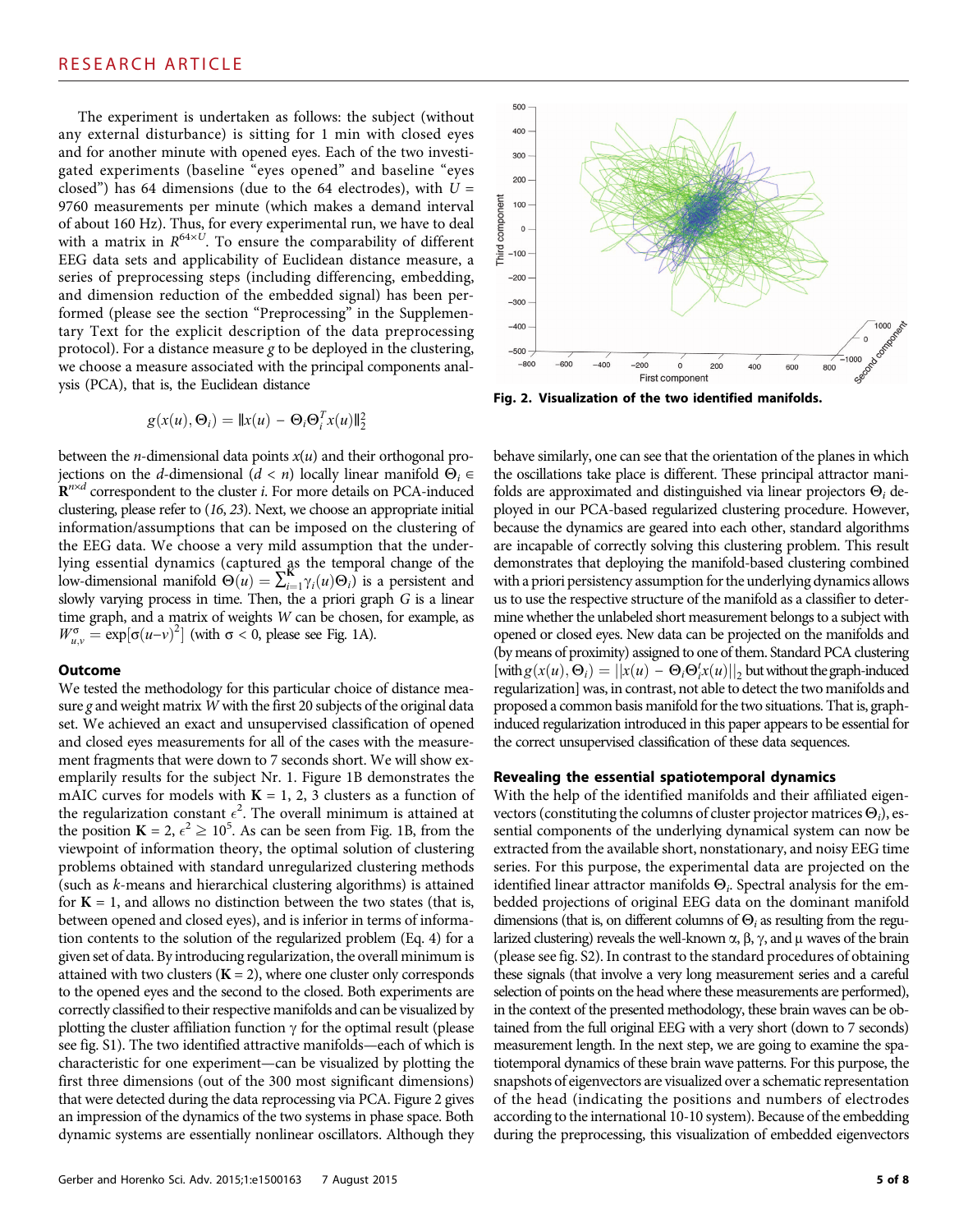The experiment is undertaken as follows: the subject (without any external disturbance) is sitting for 1 min with closed eyes and for another minute with opened eyes. Each of the two investigated experiments (baseline "eyes opened" and baseline "eyes closed") has 64 dimensions (due to the 64 electrodes), with $U$ = 9760 measurements per minute (which makes a demand interval of about 160 Hz). Thus, for every experimental run, we have to deal with a matrix in $R^{64\times U}$. To ensure the comparability of different EEG data sets and applicability of Euclidean distance measure, a series of preprocessing steps (including differencing, embedding, and dimension reduction of the embedded signal) has been performed (please see the section "Preprocessing" in the Supplementary Text for the explicit description of the data preprocessing protocol). For a distance measure $g$ to be deployed in the clustering, we choose a measure associated with the principal components analysis (PCA), that is, the Euclidean distance

$$g(x(u),\Theta_i) = \|x(u) - \Theta_i\Theta_i^T x(u)\|_2^2$$

between the $n$-dimensional data points $x(u)$ and their orthogonal projections on the $d$-dimensional ($d < n$) locally linear manifold $\Theta_i \in \mathbf{R}^{n\times d}$ correspondent to the cluster $i$. For more details on PCA-induced clustering, please refer to (*16*, *23*). Next, we choose an appropriate initial information/assumptions that can be imposed on the clustering of the EEG data. We choose a very mild assumption that the underlying essential dynamics (captured as the temporal change of the low-dimensional manifold $\Theta(u) = \sum_{i=1}^{\mathbf{K}}\gamma_i(u)\Theta_i$) is a persistent and slowly varying process in time. Then, the a priori graph $G$ is a linear time graph, and a matrix of weights $W$ can be chosen, for example, as $W_{u,v}^{\sigma} = \exp[\sigma(u-v)^2]$ (with $\sigma < 0$, please see Fig. 1A).

### Outcome

We tested the methodology for this particular choice of distance measure $g$ and weight matrix $W$ with the first 20 subjects of the original data set. We achieved an exact and unsupervised classification of opened and closed eyes measurements for all of the cases with the measurement fragments that were down to 7 seconds short. We will show exemplarily results for the subject Nr. 1. Figure 1B demonstrates the mAIC curves for models with $\mathbf{K}$ = 1, 2, 3 clusters as a function of the regularization constant $\epsilon^2$. The overall minimum is attained at the position $\mathbf{K} = 2$, $\epsilon^2 \geq 10^5$. As can be seen from Fig. 1B, from the viewpoint of information theory, the optimal solution of clustering problems obtained with standard unregularized clustering methods (such as $k$-means and hierarchical clustering algorithms) is attained for $\mathbf{K}$ = 1, and allows no distinction between the two states (that is, between opened and closed eyes), and is inferior in terms of information contents to the solution of the regularized problem (Eq. 4) for a given set of data. By introducing regularization, the overall minimum is attained with two clusters ($\mathbf{K}$ = 2), where one cluster only corresponds to the opened eyes and the second to the closed. Both experiments are correctly classified to their respective manifolds and can be visualized by plotting the cluster affiliation function $\gamma$ for the optimal result (please see fig. S1). The two identified attractive manifolds—each of which is characteristic for one experiment—can be visualized by plotting the first three dimensions (out of the 300 most significant dimensions) that were detected during the data reprocessing via PCA. Figure 2 gives an impression of the dynamics of the two systems in phase space. Both dynamic systems are essentially nonlinear oscillators. Although they behave similarly, one can see that the orientation of the planes in which the oscillations take place is different. These principal attractor manifolds are approximated and distinguished via linear projectors $\Theta_i$ deployed in our PCA-based regularized clustering procedure. However, because the dynamics are geared into each other, standard algorithms are incapable of correctly solving this clustering problem. This result demonstrates that deploying the manifold-based clustering combined with a priori persistency assumption for the underlying dynamics allows us to use the respective structure of the manifold as a classifier to determine whether the unlabeled short measurement belongs to a subject with opened or closed eyes. New data can be projected on the manifolds and (by means of proximity) assigned to one of them. Standard PCA clustering [with $g(x(u),\Theta_i) = ||x(u) - \Theta_i\Theta_i^t x(u)||_2$ but without the graph-induced regularization] was, in contrast, not able to detect the two manifolds and proposed a common basis manifold for the two situations. That is, graph-induced regularization introduced in this paper appears to be essential for the correct unsupervised classification of these data sequences.

Third component
500
400
300
200
100
0
−100
−200
−300
−400
−500
−800 −600 −400 −200 0 200 400 600 800
First component
Second component
1000
0
−1000

**Fig. 2. Visualization of the two identified manifolds.**

### Revealing the essential spatiotemporal dynamics

With the help of the identified manifolds and their affiliated eigenvectors (constituting the columns of cluster projector matrices $\Theta_i$), essential components of the underlying dynamical system can now be extracted from the available short, nonstationary, and noisy EEG time series. For this purpose, the experimental data are projected on the identified linear attractor manifolds $\Theta_i$. Spectral analysis for the embedded projections of original EEG data on the dominant manifold dimensions (that is, on different columns of $\Theta_i$ as resulting from the regularized clustering) reveals the well-known $\alpha$, $\beta$, $\gamma$, and $\mu$ waves of the brain (please see fig. S2). In contrast to the standard procedures of obtaining these signals (that involve a very long measurement series and a careful selection of points on the head where these measurements are performed), in the context of the presented methodology, these brain waves can be obtained from the full original EEG with a very short (down to 7 seconds) measurement length. In the next step, we are going to examine the spatiotemporal dynamics of these brain wave patterns. For this purpose, the snapshots of eigenvectors are visualized over a schematic representation of the head (indicating the positions and numbers of electrodes according to the international 10-10 system). Because of the embedding during the preprocessing, this visualization of embedded eigenvectors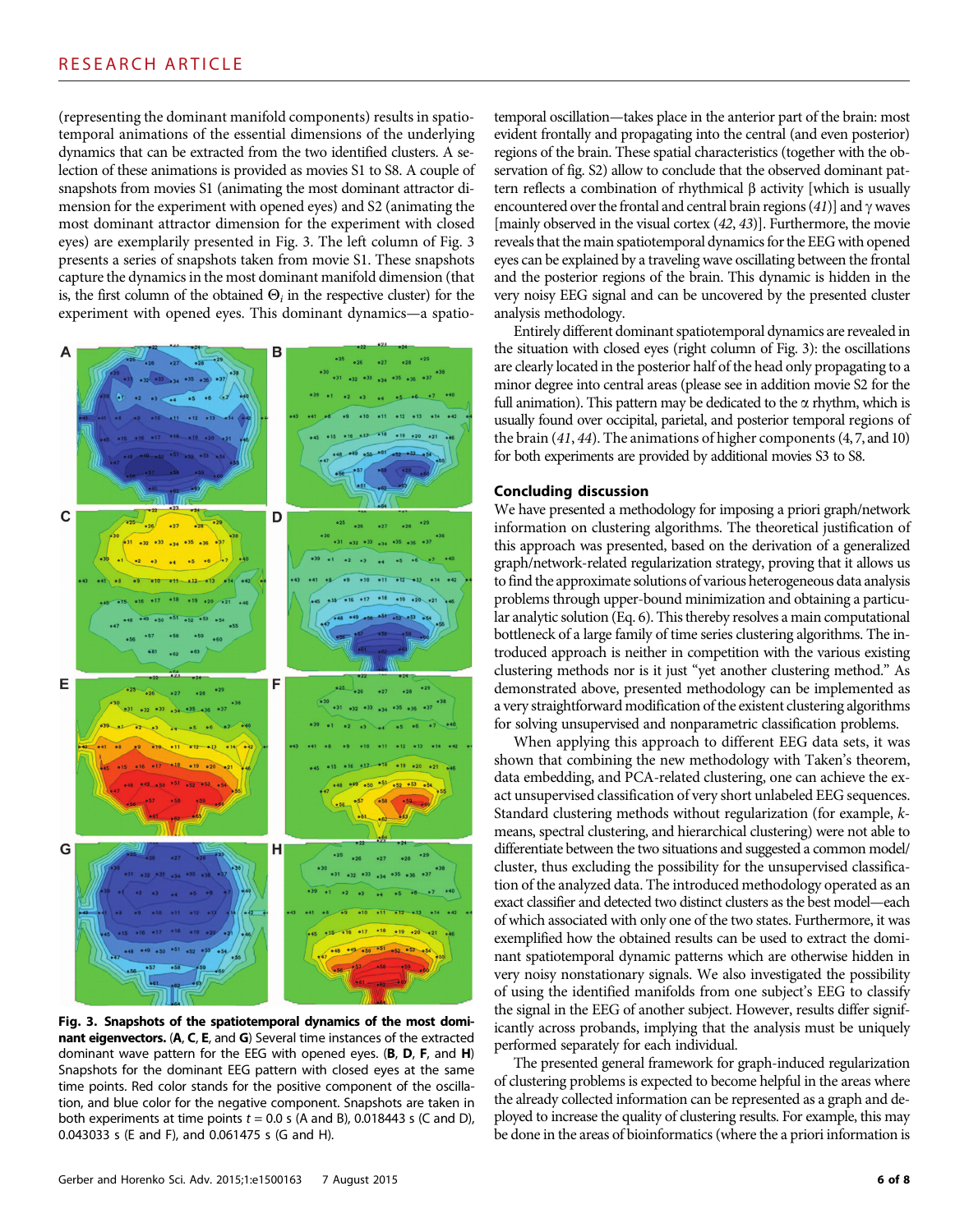(representing the dominant manifold components) results in spatiotemporal animations of the essential dimensions of the underlying dynamics that can be extracted from the two identified clusters. A selection of these animations is provided as movies S1 to S8. A couple of snapshots from movies S1 (animating the most dominant attractor dimension for the experiment with opened eyes) and S2 (animating the most dominant attractor dimension for the experiment with closed eyes) are exemplarily presented in Fig. 3. The left column of Fig. 3 presents a series of snapshots taken from movie S1. These snapshots capture the dynamics in the most dominant manifold dimension (that is, the first column of the obtained $\Theta_i$ in the respective cluster) for the experiment with opened eyes. This dominant dynamics—a spatiotemporal oscillation—takes place in the anterior part of the brain: most evident frontally and propagating into the central (and even posterior) regions of the brain. These spatial characteristics (together with the observation of fig. S2) allow to conclude that the observed dominant pattern reflects a combination of rhythmical β activity [which is usually encountered over the frontal and central brain regions (41)] and γ waves [mainly observed in the visual cortex (42, 43)]. Furthermore, the movie reveals that the main spatiotemporal dynamics for the EEG with opened eyes can be explained by a traveling wave oscillating between the frontal and the posterior regions of the brain. This dynamic is hidden in the very noisy EEG signal and can be uncovered by the presented cluster analysis methodology.

Entirely different dominant spatiotemporal dynamics are revealed in the situation with closed eyes (right column of Fig. 3): the oscillations are clearly located in the posterior half of the head only propagating to a minor degree into central areas (please see in addition movie S2 for the full animation). This pattern may be dedicated to the α rhythm, which is usually found over occipital, parietal, and posterior temporal regions of the brain (41, 44). The animations of higher components (4, 7, and 10) for both experiments are provided by additional movies S3 to S8.

**Fig. 3. Snapshots of the spatiotemporal dynamics of the most dominant eigenvectors.** (**A**, **C**, **E**, and **G**) Several time instances of the extracted dominant wave pattern for the EEG with opened eyes. (**B**, **D**, **F**, and **H**) Snapshots for the dominant EEG pattern with closed eyes at the same time points. Red color stands for the positive component of the oscillation, and blue color for the negative component. Snapshots are taken in both experiments at time points $t = 0.0$ s (A and B), 0.018443 s (C and D), 0.043033 s (E and F), and 0.061475 s (G and H).

## Concluding discussion

We have presented a methodology for imposing a priori graph/network information on clustering algorithms. The theoretical justification of this approach was presented, based on the derivation of a generalized graph/network-related regularization strategy, proving that it allows us to find the approximate solutions of various heterogeneous data analysis problems through upper-bound minimization and obtaining a particular analytic solution (Eq. 6). This thereby resolves a main computational bottleneck of a large family of time series clustering algorithms. The introduced approach is neither in competition with the various existing clustering methods nor is it just "yet another clustering method." As demonstrated above, presented methodology can be implemented as a very straightforward modification of the existent clustering algorithms for solving unsupervised and nonparametric classification problems.

When applying this approach to different EEG data sets, it was shown that combining the new methodology with Taken's theorem, data embedding, and PCA-related clustering, one can achieve the exact unsupervised classification of very short unlabeled EEG sequences. Standard clustering methods without regularization (for example, *k*-means, spectral clustering, and hierarchical clustering) were not able to differentiate between the two situations and suggested a common model/cluster, thus excluding the possibility for the unsupervised classification of the analyzed data. The introduced methodology operated as an exact classifier and detected two distinct clusters as the best model—each of which associated with only one of the two states. Furthermore, it was exemplified how the obtained results can be used to extract the dominant spatiotemporal dynamic patterns which are otherwise hidden in very noisy nonstationary signals. We also investigated the possibility of using the identified manifolds from one subject's EEG to classify the signal in the EEG of another subject. However, results differ significantly across probands, implying that the analysis must be uniquely performed separately for each individual.

The presented general framework for graph-induced regularization of clustering problems is expected to become helpful in the areas where the already collected information can be represented as a graph and deployed to increase the quality of clustering results. For example, this may be done in the areas of bioinformatics (where the a priori information is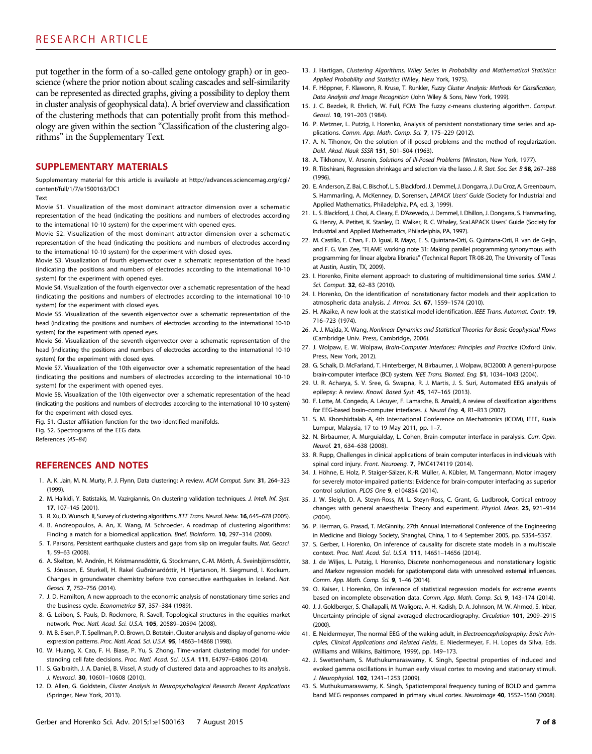put together in the form of a so-called gene ontology graph) or in geoscience (where the prior notion about scaling cascades and self-similarity can be represented as directed graphs, giving a possibility to deploy them in cluster analysis of geophysical data). A brief overview and classification of the clustering methods that can potentially profit from this methodology are given within the section "Classification of the clustering algorithms" in the Supplementary Text.

## SUPPLEMENTARY MATERIALS

Supplementary material for this article is available at http://advances.sciencemag.org/cgi/content/full/1/7/e1500163/DC1

Text

Movie S1. Visualization of the most dominant attractor dimension over a schematic representation of the head (indicating the positions and numbers of electrodes according to the international 10-10 system) for the experiment with opened eyes.

Movie S2. Visualization of the most dominant attractor dimension over a schematic representation of the head (indicating the positions and numbers of electrodes according to the international 10-10 system) for the experiment with closed eyes.

Movie S3. Visualization of fourth eigenvector over a schematic representation of the head (indicating the positions and numbers of electrodes according to the international 10-10 system) for the experiment with opened eyes.

Movie S4. Visualization of the fourth eigenvector over a schematic representation of the head (indicating the positions and numbers of electrodes according to the international 10-10 system) for the experiment with closed eyes.

Movie S5. Visualization of the seventh eigenvector over a schematic representation of the head (indicating the positions and numbers of electrodes according to the international 10-10 system) for the experiment with opened eyes.

Movie S6. Visualization of the seventh eigenvector over a schematic representation of the head (indicating the positions and numbers of electrodes according to the international 10-10 system) for the experiment with closed eyes.

Movie S7. Visualization of the 10th eigenvector over a schematic representation of the head (indicating the positions and numbers of electrodes according to the international 10-10 system) for the experiment with opened eyes.

Movie S8. Visualization of the 10th eigenvector over a schematic representation of the head (indicating the positions and numbers of electrodes according to the international 10-10 system) for the experiment with closed eyes.

Fig. S1. Cluster affiliation function for the two identified manifolds.

Fig. S2. Spectrograms of the EEG data.

References (*45*–*84*)

## REFERENCES AND NOTES

1. A. K. Jain, M. N. Murty, P. J. Flynn, Data clustering: A review. *ACM Comput. Surv.* **31**, 264–323 (1999).
2. M. Halkidi, Y. Batistakis, M. Vazirgiannis, On clustering validation techniques. *J. Intell. Inf. Syst.* **17**, 107–145 (2001).
3. R. Xu, D. Wunsch II, Survey of clustering algorithms. *IEEE Trans. Neural. Netw.* **16**, 645–678 (2005).
4. B. Andreopoulos, A. An, X. Wang, M. Schroeder, A roadmap of clustering algorithms: Finding a match for a biomedical application. *Brief. Bioinform.* **10**, 297–314 (2009).
5. T. Parsons, Persistent earthquake clusters and gaps from slip on irregular faults. *Nat. Geosci.* **1**, 59–63 (2008).
6. A. Skelton, M. Andrén, H. Kristmannsdóttir, G. Stockmann, C.-M. Mörth, Á. Sveinbjörnsdóttir, S. Jónsson, E. Sturkell, H. Rakel Guðrúnardóttir, H. Hjartarson, H. Siegmund, I. Kockum, Changes in groundwater chemistry before two consecutive earthquakes in Iceland. *Nat. Geosci.* **7**, 752–756 (2014).
7. J. D. Hamilton, A new approach to the economic analysis of nonstationary time series and the business cycle. *Econometrica* **57**, 357–384 (1989).
8. G. Leibon, S. Pauls, D. Rockmore, R. Savell, Topological structures in the equities market network. *Proc. Natl. Acad. Sci. U.S.A.* **105**, 20589–20594 (2008).
9. M. B. Eisen, P. T. Spellman, P. O. Brown, D. Botstein, Cluster analysis and display of genome-wide expression patterns. *Proc. Natl. Acad. Sci. U.S.A.* **95**, 14863–14868 (1998).
10. W. Huang, X. Cao, F. H. Biase, P. Yu, S. Zhong, Time-variant clustering model for understanding cell fate decisions. *Proc. Natl. Acad. Sci. U.S.A.* **111**, E4797–E4806 (2014).
11. S. Galbraith, J. A. Daniel, B. Vissel, A study of clustered data and approaches to its analysis. *J. Neurosci.* **30**, 10601–10608 (2010).
12. D. Allen, G. Goldstein, *Cluster Analysis in Neuropsychological Research Recent Applications* (Springer, New York, 2013).
13. J. Hartigan, *Clustering Algorithms, Wiley Series in Probability and Mathematical Statistics: Applied Probability and Statistics* (Wiley, New York, 1975).
14. F. Höppner, F. Klawonn, R. Kruse, T. Runkler, *Fuzzy Cluster Analysis: Methods for Classification, Data Analysis and Image Recognition* (John Wiley & Sons, New York, 1999).
15. J. C. Bezdek, R. Ehrlich, W. Full, FCM: The fuzzy *c*-means clustering algorithm. *Comput. Geosci.* **10**, 191–203 (1984).
16. P. Metzner, L. Putzig, I. Horenko, Analysis of persistent nonstationary time series and applications. *Comm. App. Math. Comp. Sci.* **7**, 175–229 (2012).
17. A. N. Tihonov, On the solution of ill-posed problems and the method of regularization. *Dokl. Akad. Nauk SSSR* **151**, 501–504 (1963).
18. A. Tikhonov, V. Arsenin, *Solutions of Ill-Posed Problems* (Winston, New York, 1977).
19. R. Tibshirani, Regression shrinkage and selection via the lasso. *J. R. Stat. Soc. Ser. B* **58**, 267–288 (1996).
20. E. Anderson, Z. Bai, C. Bischof, L. S. Blackford, J. Demmel, J. Dongarra, J. Du Croz, A. Greenbaum, S. Hammarling, A. McKenney, D. Sorensen, *LAPACK Users' Guide* (Society for Industrial and Applied Mathematics, Philadelphia, PA, ed. 3, 1999).
21. L. S. Blackford, J. Choi, A. Cleary, E. D'Azevedo, J. Demmel, I. Dhillon, J. Dongarra, S. Hammarling, G. Henry, A. Petitet, K. Stanley, D. Walker, R. C. Whaley, ScaLAPACK Users' Guide (Society for Industrial and Applied Mathematics, Philadelphia, PA, 1997).
22. M. Castillo, E. Chan, F. D. Igual, R. Mayo, E. S. Quintana-Orti, G. Quintana-Orti, R. van de Geijn, and F. G. Van Zee, "FLAME working note 31: Making parallel programming synonymous with programming for linear algebra libraries" (Technical Report TR-08-20, The University of Texas at Austin, Austin, TX, 2009).
23. I. Horenko, Finite element approach to clustering of multidimensional time series. *SIAM J. Sci. Comput.* **32**, 62–83 (2010).
24. I. Horenko, On the identification of nonstationary factor models and their application to atmospheric data analysis. *J. Atmos. Sci.* **67**, 1559–1574 (2010).
25. H. Akaike, A new look at the statistical model identification. *IEEE Trans. Automat. Contr.* **19**, 716–723 (1974).
26. A. J. Majda, X. Wang, *Nonlinear Dynamics and Statistical Theories for Basic Geophysical Flows* (Cambridge Univ. Press, Cambridge, 2006).
27. J. Wolpaw, E. W. Wolpaw, *Brain-Computer Interfaces: Principles and Practice* (Oxford Univ. Press, New York, 2012).
28. G. Schalk, D. McFarland, T. Hinterberger, N. Birbaumer, J. Wolpaw, BCI2000: A general-purpose brain-computer interface (BCI) system. *IEEE Trans. Biomed. Eng.* **51**, 1034–1043 (2004).
29. U. R. Acharya, S. V. Sree, G. Swapna, R. J. Martis, J. S. Suri, Automated EEG analysis of epilepsy: A review. *Knowl. Based Syst.* **45**, 147–165 (2013).
30. F. Lotte, M. Congedo, A. Lécuyer, F. Lamarche, B. Arnaldi, A review of classification algorithms for EEG-based brain–computer interfaces. *J. Neural Eng.* **4**, R1–R13 (2007).
31. S. M. Khorshidtalab A, 4th International Conference on Mechatronics (ICOM), IEEE, Kuala Lumpur, Malaysia, 17 to 19 May 2011, pp. 1–7.
32. N. Birbaumer, A. Murguialday, L. Cohen, Brain-computer interface in paralysis. *Curr. Opin. Neurol.* **21**, 634–638 (2008).
33. R. Rupp, Challenges in clinical applications of brain computer interfaces in individuals with spinal cord injury. *Front. Neuroeng.* **7**, PMC4174119 (2014).
34. J. Höhne, E. Holz, P. Staiger-Sälzer, K.-R. Müller, A. Kübler, M. Tangermann, Motor imagery for severely motor-impaired patients: Evidence for brain-computer interfacing as superior control solution. *PLOS One* **9**, e104854 (2014).
35. J. W. Sleigh, D. A. Steyn-Ross, M. L. Steyn-Ross, C. Grant, G. Ludbrook, Cortical entropy changes with general anaesthesia: Theory and experiment. *Physiol. Meas.* **25**, 921–934 (2004).
36. P. Herman, G. Prasad, T. McGinnity, 27th Annual International Conference of the Engineering in Medicine and Biology Society, Shanghai, China, 1 to 4 September 2005, pp. 5354–5357.
37. S. Gerber, I. Horenko, On inference of causality for discrete state models in a multiscale context. *Proc. Natl. Acad. Sci. U.S.A.* **111**, 14651–14656 (2014).
38. J. de Wiljes, L. Putzig, I. Horenko, Discrete nonhomogeneous and nonstationary logistic and Markov regression models for spatiotemporal data with unresolved external influences. *Comm. App. Math. Comp. Sci.* **9**, 1–46 (2014).
39. O. Kaiser, I. Horenko, On inference of statistical regression models for extreme events based on incomplete observation data. *Comm. App. Math. Comp. Sci.* **9**, 143–174 (2014).
40. J. J. Goldberger, S. Challapalli, M. Waligora, A. H. Kadish, D. A. Johnson, M. W. Ahmed, S. Inbar, Uncertainty principle of signal-averaged electrocardiography. *Circulation* **101**, 2909–2915 (2000).
41. E. Neidermeyer, The normal EEG of the waking adult, in *Electroencephalography: Basic Principles, Clinical Applications and Related Fields*, E. Niedermeyer, F. H. Lopes da Silva, Eds. (Williams and Wilkins, Baltimore, 1999), pp. 149–173.
42. J. Swettenham, S. Muthukumaraswamy, K. Singh, Spectral properties of induced and evoked gamma oscillations in human early visual cortex to moving and stationary stimuli. *J. Neurophysiol.* **102**, 1241–1253 (2009).
43. S. Muthukumaraswamy, K. Singh, Spatiotemporal frequency tuning of BOLD and gamma band MEG responses compared in primary visual cortex. *Neuroimage* **40**, 1552–1560 (2008).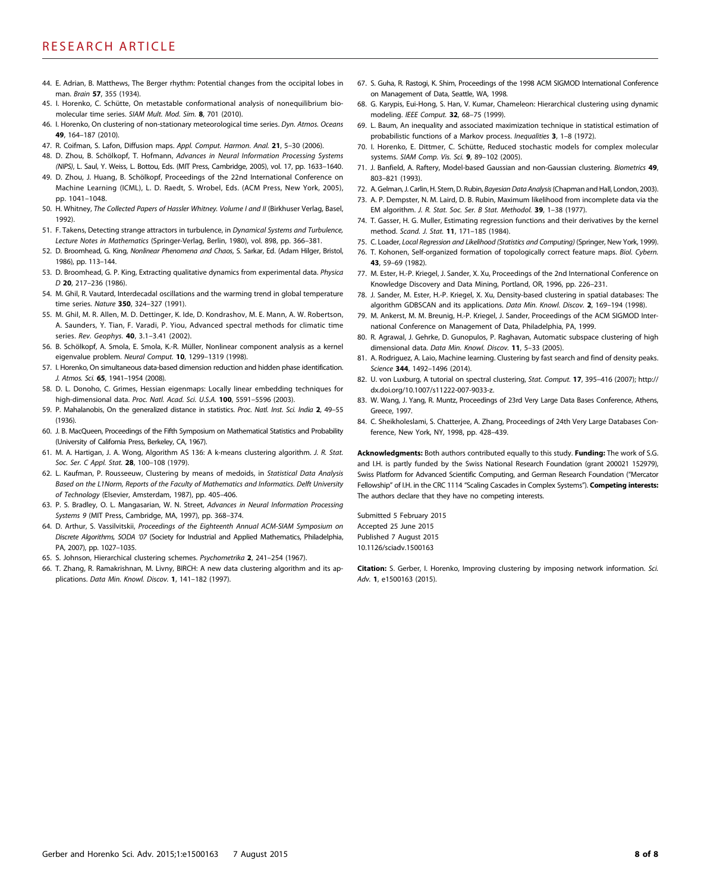44. E. Adrian, B. Matthews, The Berger rhythm: Potential changes from the occipital lobes in man. *Brain* **57**, 355 (1934).
45. I. Horenko, C. Schütte, On metastable conformational analysis of nonequilibrium biomolecular time series. *SIAM Mult. Mod. Sim.* **8**, 701 (2010).
46. I. Horenko, On clustering of non-stationary meteorological time series. *Dyn. Atmos. Oceans* **49**, 164–187 (2010).
47. R. Coifman, S. Lafon, Diffusion maps. *Appl. Comput. Harmon. Anal.* **21**, 5–30 (2006).
48. D. Zhou, B. Schölkopf, T. Hofmann, *Advances in Neural Information Processing Systems (NIPS)*, L. Saul, Y. Weiss, L. Bottou, Eds. (MIT Press, Cambridge, 2005), vol. 17, pp. 1633–1640.
49. D. Zhou, J. Huang, B. Schölkopf, Proceedings of the 22nd International Conference on Machine Learning (ICML), L. D. Raedt, S. Wrobel, Eds. (ACM Press, New York, 2005), pp. 1041–1048.
50. H. Whitney, *The Collected Papers of Hassler Whitney. Volume I and II* (Birkhuser Verlag, Basel, 1992).
51. F. Takens, Detecting strange attractors in turbulence, in *Dynamical Systems and Turbulence, Lecture Notes in Mathematics* (Springer-Verlag, Berlin, 1980), vol. 898, pp. 366–381.
52. D. Broomhead, G. King, *Nonlinear Phenomena and Chaos*, S. Sarkar, Ed. (Adam Hilger, Bristol, 1986), pp. 113–144.
53. D. Broomhead, G. P. King, Extracting qualitative dynamics from experimental data. *Physica D* **20**, 217–236 (1986).
54. M. Ghil, R. Vautard, Interdecadal oscillations and the warming trend in global temperature time series. *Nature* **350**, 324–327 (1991).
55. M. Ghil, M. R. Allen, M. D. Dettinger, K. Ide, D. Kondrashov, M. E. Mann, A. W. Robertson, A. Saunders, Y. Tian, F. Varadi, P. Yiou, Advanced spectral methods for climatic time series. *Rev. Geophys.* **40**, 3.1–3.41 (2002).
56. B. Schölkopf, A. Smola, E. Smola, K.-R. Müller, Nonlinear component analysis as a kernel eigenvalue problem. *Neural Comput.* **10**, 1299–1319 (1998).
57. I. Horenko, On simultaneous data-based dimension reduction and hidden phase identification. *J. Atmos. Sci.* **65**, 1941–1954 (2008).
58. D. L. Donoho, C. Grimes, Hessian eigenmaps: Locally linear embedding techniques for high-dimensional data. *Proc. Natl. Acad. Sci. U.S.A.* **100**, 5591–5596 (2003).
59. P. Mahalanobis, On the generalized distance in statistics. *Proc. Natl. Inst. Sci. India* **2**, 49–55 (1936).
60. J. B. MacQueen, Proceedings of the Fifth Symposium on Mathematical Statistics and Probability (University of California Press, Berkeley, CA, 1967).
61. M. A. Hartigan, J. A. Wong, Algorithm AS 136: A k-means clustering algorithm. *J. R. Stat. Soc. Ser. C Appl. Stat.* **28**, 100–108 (1979).
62. L. Kaufman, P. Rousseeuw, Clustering by means of medoids, in *Statistical Data Analysis Based on the L1Norm, Reports of the Faculty of Mathematics and Informatics. Delft University of Technology* (Elsevier, Amsterdam, 1987), pp. 405–406.
63. P. S. Bradley, O. L. Mangasarian, W. N. Street, *Advances in Neural Information Processing Systems 9* (MIT Press, Cambridge, MA, 1997), pp. 368–374.
64. D. Arthur, S. Vassilvitskii, *Proceedings of the Eighteenth Annual ACM-SIAM Symposium on Discrete Algorithms, SODA '07* (Society for Industrial and Applied Mathematics, Philadelphia, PA, 2007), pp. 1027–1035.
65. S. Johnson, Hierarchical clustering schemes. *Psychometrika* **2**, 241–254 (1967).
66. T. Zhang, R. Ramakrishnan, M. Livny, BIRCH: A new data clustering algorithm and its applications. *Data Min. Knowl. Discov.* **1**, 141–182 (1997).
67. S. Guha, R. Rastogi, K. Shim, Proceedings of the 1998 ACM SIGMOD International Conference on Management of Data, Seattle, WA, 1998.
68. G. Karypis, Eui-Hong, S. Han, V. Kumar, Chameleon: Hierarchical clustering using dynamic modeling. *IEEE Comput.* **32**, 68–75 (1999).
69. L. Baum, An inequality and associated maximization technique in statistical estimation of probabilistic functions of a Markov process. *Inequalities* **3**, 1–8 (1972).
70. I. Horenko, E. Dittmer, C. Schütte, Reduced stochastic models for complex molecular systems. *SIAM Comp. Vis. Sci.* **9**, 89–102 (2005).
71. J. Banfield, A. Raftery, Model-based Gaussian and non-Gaussian clustering. *Biometrics* **49**, 803–821 (1993).
72. A. Gelman, J. Carlin, H. Stern, D. Rubin, *Bayesian Data Analysis* (Chapman and Hall, London, 2003).
73. A. P. Dempster, N. M. Laird, D. B. Rubin, Maximum likelihood from incomplete data via the EM algorithm. *J. R. Stat. Soc. Ser. B Stat. Methodol.* **39**, 1–38 (1977).
74. T. Gasser, H. G. Muller, Estimating regression functions and their derivatives by the kernel method. *Scand. J. Stat.* **11**, 171–185 (1984).
75. C. Loader, *Local Regression and Likelihood (Statistics and Computing)* (Springer, New York, 1999).
76. T. Kohonen, Self-organized formation of topologically correct feature maps. *Biol. Cybern.* **43**, 59–69 (1982).
77. M. Ester, H.-P. Kriegel, J. Sander, X. Xu, Proceedings of the 2nd International Conference on Knowledge Discovery and Data Mining, Portland, OR, 1996, pp. 226–231.
78. J. Sander, M. Ester, H.-P. Kriegel, X. Xu, Density-based clustering in spatial databases: The algorithm GDBSCAN and its applications. *Data Min. Knowl. Discov.* **2**, 169–194 (1998).
79. M. Ankerst, M. M. Breunig, H.-P. Kriegel, J. Sander, Proceedings of the ACM SIGMOD International Conference on Management of Data, Philadelphia, PA, 1999.
80. R. Agrawal, J. Gehrke, D. Gunopulos, P. Raghavan, Automatic subspace clustering of high dimensional data. *Data Min. Knowl. Discov.* **11**, 5–33 (2005).
81. A. Rodriguez, A. Laio, Machine learning. Clustering by fast search and find of density peaks. *Science* **344**, 1492–1496 (2014).
82. U. von Luxburg, A tutorial on spectral clustering, *Stat. Comput.* **17**, 395–416 (2007); http://dx.doi.org/10.1007/s11222-007-9033-z.
83. W. Wang, J. Yang, R. Muntz, Proceedings of 23rd Very Large Data Bases Conference, Athens, Greece, 1997.
84. C. Sheikholeslami, S. Chatterjee, A. Zhang, Proceedings of 24th Very Large Databases Conference, New York, NY, 1998, pp. 428–439.

**Acknowledgments:** Both authors contributed equally to this study. **Funding:** The work of S.G. and I.H. is partly funded by the Swiss National Research Foundation (grant 200021 152979), Swiss Platform for Advanced Scientific Computing, and German Research Foundation ("Mercator Fellowship" of I.H. in the CRC 1114 "Scaling Cascades in Complex Systems"). **Competing interests:** The authors declare that they have no competing interests.

Submitted 5 February 2015
Accepted 25 June 2015
Published 7 August 2015
10.1126/sciadv.1500163

**Citation:** S. Gerber, I. Horenko, Improving clustering by imposing network information. *Sci. Adv.* **1**, e1500163 (2015).